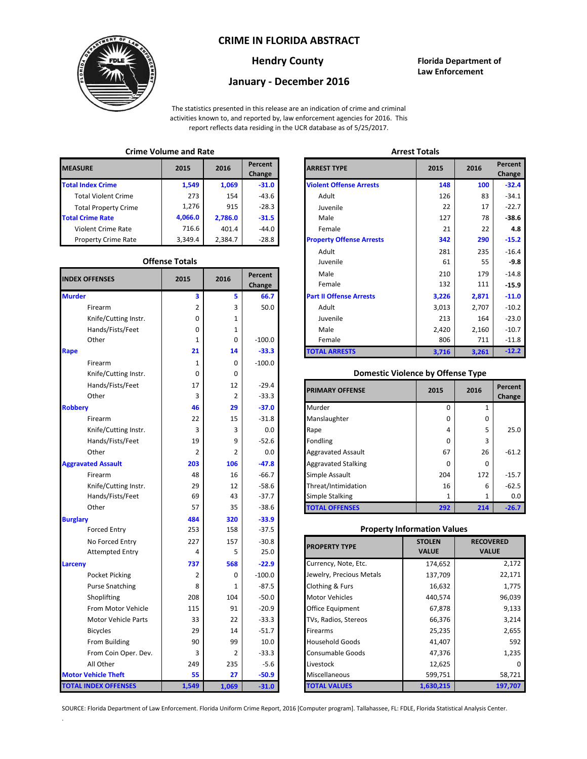# CRIME IN FLORIDA ABSTRACT

## Hendry County

## January - December 2016

**Florida Department of Law Enforcement**

The statistics presented in this release are an indication of crime and criminal activities known to, and reported by, law enforcement agencies for 2016. This report reflects data residing in the UCR database as of 5/25/2017.

### Crime Volume and Rate

| MEASURE | 2015 | 2016 | Percent Change |
|---|---|---|---|
| **Total Index Crime** | **1,549** | **1,069** | **-31.0** |
| Total Violent Crime | 273 | 154 | -43.6 |
| Total Property Crime | 1,276 | 915 | -28.3 |
| **Total Crime Rate** | **4,066.0** | **2,786.0** | **-31.5** |
| Violent Crime Rate | 716.6 | 401.4 | -44.0 |
| Property Crime Rate | 3,349.4 | 2,384.7 | -28.8 |

### Offense Totals

| INDEX OFFENSES | 2015 | 2016 | Percent Change |
|---|---|---|---|
| **Murder** | **3** | **5** | **66.7** |
| Firearm | 2 | 3 | 50.0 |
| Knife/Cutting Instr. | 0 | 1 | |
| Hands/Fists/Feet | 0 | 1 | |
| Other | 1 | 0 | -100.0 |
| **Rape** | **21** | **14** | **-33.3** |
| Firearm | 1 | 0 | -100.0 |
| Knife/Cutting Instr. | 0 | 0 | |
| Hands/Fists/Feet | 17 | 12 | -29.4 |
| Other | 3 | 2 | -33.3 |
| **Robbery** | **46** | **29** | **-37.0** |
| Firearm | 22 | 15 | -31.8 |
| Knife/Cutting Instr. | 3 | 3 | 0.0 |
| Hands/Fists/Feet | 19 | 9 | -52.6 |
| Other | 2 | 2 | 0.0 |
| **Aggravated Assault** | **203** | **106** | **-47.8** |
| Firearm | 48 | 16 | -66.7 |
| Knife/Cutting Instr. | 29 | 12 | -58.6 |
| Hands/Fists/Feet | 69 | 43 | -37.7 |
| Other | 57 | 35 | -38.6 |
| **Burglary** | **484** | **320** | **-33.9** |
| Forced Entry | 253 | 158 | -37.5 |
| No Forced Entry | 227 | 157 | -30.8 |
| Attempted Entry | 4 | 5 | 25.0 |
| **Larceny** | **737** | **568** | **-22.9** |
| Pocket Picking | 2 | 0 | -100.0 |
| Purse Snatching | 8 | 1 | -87.5 |
| Shoplifting | 208 | 104 | -50.0 |
| From Motor Vehicle | 115 | 91 | -20.9 |
| Motor Vehicle Parts | 33 | 22 | -33.3 |
| Bicycles | 29 | 14 | -51.7 |
| From Building | 90 | 99 | 10.0 |
| From Coin Oper. Dev. | 3 | 2 | -33.3 |
| All Other | 249 | 235 | -5.6 |
| **Motor Vehicle Theft** | **55** | **27** | **-50.9** |
| **TOTAL INDEX OFFENSES** | **1,549** | **1,069** | **-31.0** |

### Arrest Totals

| ARREST TYPE | 2015 | 2016 | Percent Change |
|---|---|---|---|
| **Violent Offense Arrests** | **148** | **100** | **-32.4** |
| Adult | 126 | 83 | -34.1 |
| Juvenile | 22 | 17 | -22.7 |
| Male | 127 | 78 | **-38.6** |
| Female | 21 | 22 | **4.8** |
| **Property Offense Arrests** | **342** | **290** | **-15.2** |
| Adult | 281 | 235 | -16.4 |
| Juvenile | 61 | 55 | **-9.8** |
| Male | 210 | 179 | -14.8 |
| Female | 132 | 111 | **-15.9** |
| **Part II Offense Arrests** | **3,226** | **2,871** | **-11.0** |
| Adult | 3,013 | 2,707 | -10.2 |
| Juvenile | 213 | 164 | -23.0 |
| Male | 2,420 | 2,160 | -10.7 |
| Female | 806 | 711 | -11.8 |
| **TOTAL ARRESTS** | **3,716** | **3,261** | **-12.2** |

### Domestic Violence by Offense Type

| PRIMARY OFFENSE | 2015 | 2016 | Percent Change |
|---|---|---|---|
| Murder | 0 | 1 | |
| Manslaughter | 0 | 0 | |
| Rape | 4 | 5 | 25.0 |
| Fondling | 0 | 3 | |
| Aggravated Assault | 67 | 26 | -61.2 |
| Aggravated Stalking | 0 | 0 | |
| Simple Assault | 204 | 172 | -15.7 |
| Threat/Intimidation | 16 | 6 | -62.5 |
| Simple Stalking | 1 | 1 | 0.0 |
| **TOTAL OFFENSES** | **292** | **214** | **-26.7** |

### Property Information Values

| PROPERTY TYPE | STOLEN VALUE | RECOVERED VALUE |
|---|---|---|
| Currency, Note, Etc. | 174,652 | 2,172 |
| Jewelry, Precious Metals | 137,709 | 22,171 |
| Clothing & Furs | 16,632 | 1,775 |
| Motor Vehicles | 440,574 | 96,039 |
| Office Equipment | 67,878 | 9,133 |
| TVs, Radios, Stereos | 66,376 | 3,214 |
| Firearms | 25,235 | 2,655 |
| Household Goods | 41,407 | 592 |
| Consumable Goods | 47,376 | 1,235 |
| Livestock | 12,625 | 0 |
| Miscellaneous | 599,751 | 58,721 |
| **TOTAL VALUES** | **1,630,215** | **197,707** |

SOURCE: Florida Department of Law Enforcement. Florida Uniform Crime Report, 2016 [Computer program]. Tallahassee, FL: FDLE, Florida Statistical Analysis Center.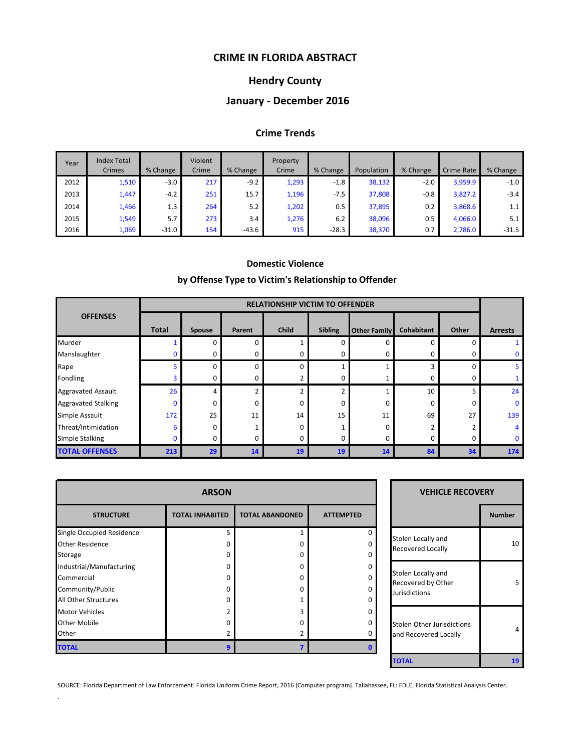# CRIME IN FLORIDA ABSTRACT

## Hendry County

## January - December 2016

### Crime Trends

| Year | Index Total Crimes | % Change | Violent Crime | % Change | Property Crime | % Change | Population | % Change | Crime Rate | % Change |
|---|---|---|---|---|---|---|---|---|---|---|
| 2012 | 1,510 | -3.0 | 217 | -9.2 | 1,293 | -1.8 | 38,132 | -2.0 | 3,959.9 | -1.0 |
| 2013 | 1,447 | -4.2 | 251 | 15.7 | 1,196 | -7.5 | 37,808 | -0.8 | 3,827.2 | -3.4 |
| 2014 | 1,466 | 1.3 | 264 | 5.2 | 1,202 | 0.5 | 37,895 | 0.2 | 3,868.6 | 1.1 |
| 2015 | 1,549 | 5.7 | 273 | 3.4 | 1,276 | 6.2 | 38,096 | 0.5 | 4,066.0 | 5.1 |
| 2016 | 1,069 | -31.0 | 154 | -43.6 | 915 | -28.3 | 38,370 | 0.7 | 2,786.0 | -31.5 |

### Domestic Violence

### by Offense Type to Victim's Relationship to Offender

| OFFENSES | RELATIONSHIP VICTIM TO OFFENDER | | | | | | | | |
|---|---|---|---|---|---|---|---|---|---|
| | Total | Spouse | Parent | Child | Sibling | Other Family | Cohabitant | Other | Arrests |
| Murder | 1 | 0 | 0 | 1 | 0 | 0 | 0 | 0 | 1 |
| Manslaughter | 0 | 0 | 0 | 0 | 0 | 0 | 0 | 0 | 0 |
| Rape | 5 | 0 | 0 | 0 | 1 | 1 | 3 | 0 | 5 |
| Fondling | 3 | 0 | 0 | 2 | 0 | 1 | 0 | 0 | 1 |
| Aggravated Assault | 26 | 4 | 2 | 2 | 2 | 1 | 10 | 5 | 24 |
| Aggravated Stalking | 0 | 0 | 0 | 0 | 0 | 0 | 0 | 0 | 0 |
| Simple Assault | 172 | 25 | 11 | 14 | 15 | 11 | 69 | 27 | 139 |
| Threat/Intimidation | 6 | 0 | 1 | 0 | 1 | 0 | 2 | 2 | 4 |
| Simple Stalking | 0 | 0 | 0 | 0 | 0 | 0 | 0 | 0 | 0 |
| **TOTAL OFFENSES** | **213** | **29** | **14** | **19** | **19** | **14** | **84** | **34** | **174** |

### ARSON

| STRUCTURE | TOTAL INHABITED | TOTAL ABANDONED | ATTEMPTED |
|---|---|---|---|
| Single Occupied Residence | 5 | 1 | 0 |
| Other Residence | 0 | 0 | 0 |
| Storage | 0 | 0 | 0 |
| Industrial/Manufacturing | 0 | 0 | 0 |
| Commercial | 0 | 0 | 0 |
| Community/Public | 0 | 0 | 0 |
| All Other Structures | 0 | 1 | 0 |
| Motor Vehicles | 2 | 3 | 0 |
| Other Mobile | 0 | 0 | 0 |
| Other | 2 | 2 | 0 |
| **TOTAL** | **9** | **7** | **0** |

### VEHICLE RECOVERY

| | Number |
|---|---|
| Stolen Locally and Recovered Locally | 10 |
| Stolen Locally and Recovered by Other Jurisdictions | 5 |
| Stolen Other Jurisdictions and Recovered Locally | 4 |
| **TOTAL** | **19** |

SOURCE: Florida Department of Law Enforcement. Florida Uniform Crime Report, 2016 [Computer program]. Tallahassee, FL: FDLE, Florida Statistical Analysis Center.